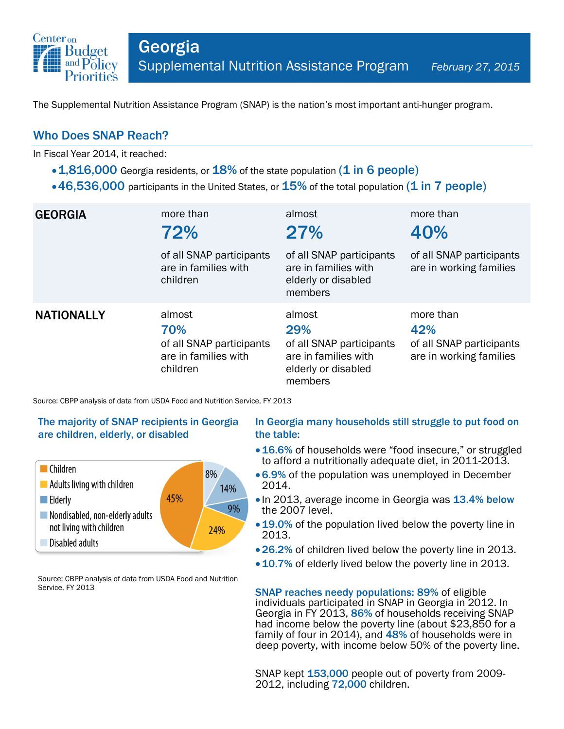# Georgia

## Supplemental Nutrition Assistance Program

*February 27, 2015*

The Supplemental Nutrition Assistance Program (SNAP) is the nation's most important anti-hunger program.

## Who Does SNAP Reach?

In Fiscal Year 2014, it reached:

- **1,816,000** Georgia residents, or **18%** of the state population **(1 in 6 people)**
- **46,536,000** participants in the United States, or **15%** of the total population **(1 in 7 people)**

| | | | |
|---|---|---|---|
| **GEORGIA** | more than **72%** of all SNAP participants are in families with children | almost **27%** of all SNAP participants are in families with elderly or disabled members | more than **40%** of all SNAP participants are in working families |
| **NATIONALLY** | almost **70%** of all SNAP participants are in families with children | almost **29%** of all SNAP participants are in families with elderly or disabled members | more than **42%** of all SNAP participants are in working families |

Source: CBPP analysis of data from USDA Food and Nutrition Service, FY 2013

### The majority of SNAP recipients in Georgia are children, elderly, or disabled

| Category | Share |
|---|---|
| Children | 45% |
| Adults living with children | 24% |
| Elderly | 9% |
| Nondisabled, non-elderly adults not living with children | 14% |
| Disabled adults | 8% |

Source: CBPP analysis of data from USDA Food and Nutrition Service, FY 2013

### In Georgia many households still struggle to put food on the table:

- **16.6%** of households were "food insecure," or struggled to afford a nutritionally adequate diet, in 2011-2013.
- **6.9%** of the population was unemployed in December 2014.
- In 2013, average income in Georgia was **13.4% below** the 2007 level.
- **19.0%** of the population lived below the poverty line in 2013.
- **26.2%** of children lived below the poverty line in 2013.
- **10.7%** of elderly lived below the poverty line in 2013.

**SNAP reaches needy populations: 89%** of eligible individuals participated in SNAP in Georgia in 2012. In Georgia in FY 2013, **86%** of households receiving SNAP had income below the poverty line (about $23,850 for a family of four in 2014), and **48%** of households were in deep poverty, with income below 50% of the poverty line.

SNAP kept **153,000** people out of poverty from 2009-2012, including **72,000** children.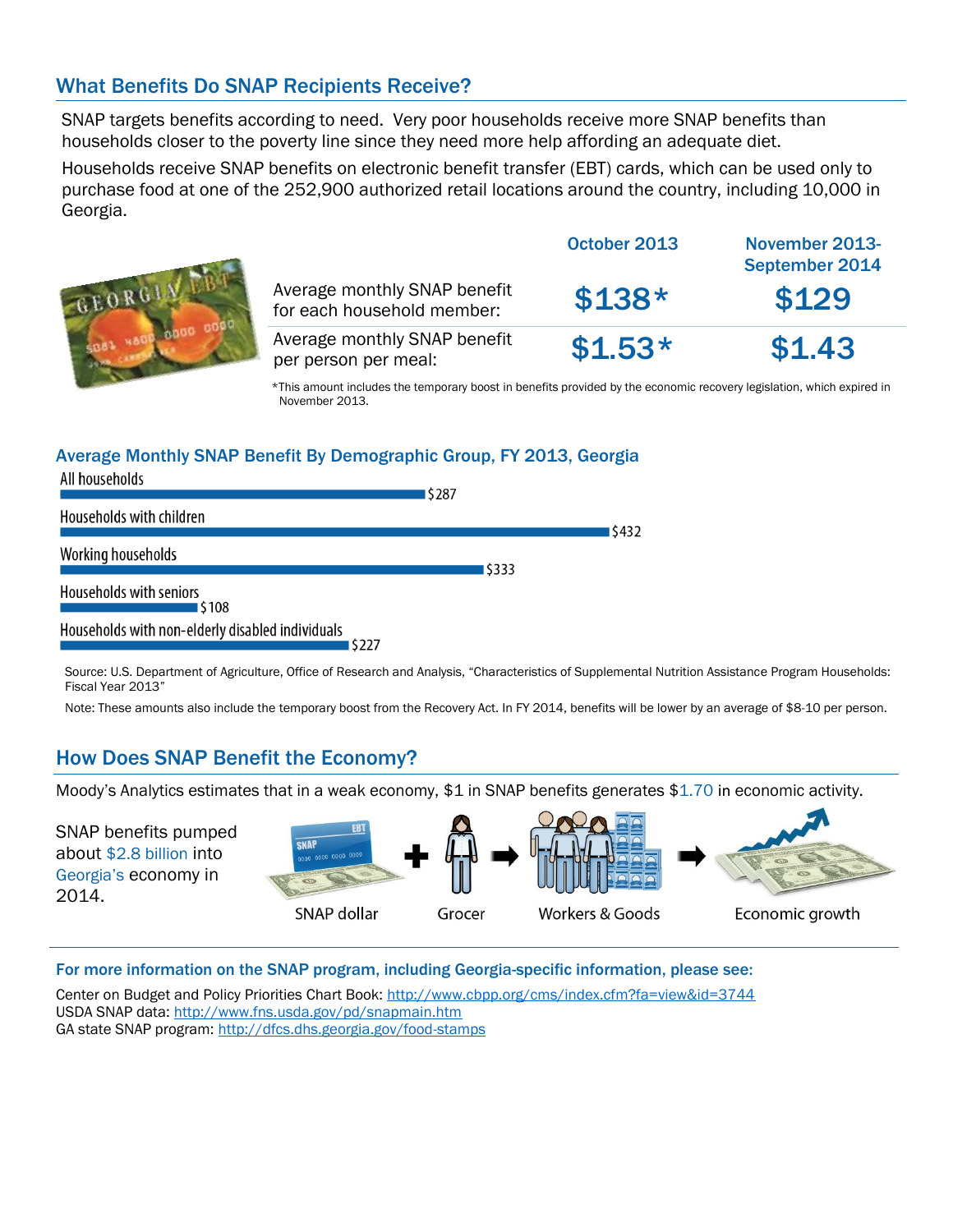## What Benefits Do SNAP Recipients Receive?

SNAP targets benefits according to need. Very poor households receive more SNAP benefits than households closer to the poverty line since they need more help affording an adequate diet.

Households receive SNAP benefits on electronic benefit transfer (EBT) cards, which can be used only to purchase food at one of the 252,900 authorized retail locations around the country, including 10,000 in Georgia.

| | October 2013 | November 2013-September 2014 |
|---|---|---|
| Average monthly SNAP benefit for each household member: | $138* | $129 |
| Average monthly SNAP benefit per person per meal: | $1.53* | $1.43 |

*This amount includes the temporary boost in benefits provided by the economic recovery legislation, which expired in November 2013.

### Average Monthly SNAP Benefit By Demographic Group, FY 2013, Georgia

All households
$287

Households with children
$432

Working households
$333

Households with seniors
$108

Households with non-elderly disabled individuals
$227

Source: U.S. Department of Agriculture, Office of Research and Analysis, "Characteristics of Supplemental Nutrition Assistance Program Households: Fiscal Year 2013"

Note: These amounts also include the temporary boost from the Recovery Act. In FY 2014, benefits will be lower by an average of $8-10 per person.

## How Does SNAP Benefit the Economy?

Moody's Analytics estimates that in a weak economy, $1 in SNAP benefits generates $1.70 in economic activity.

SNAP benefits pumped about $2.8 billion into Georgia's economy in 2014.

SNAP dollar + Grocer → Workers & Goods → Economic growth

**For more information on the SNAP program, including Georgia-specific information, please see:**

Center on Budget and Policy Priorities Chart Book: http://www.cbpp.org/cms/index.cfm?fa=view&id=3744
USDA SNAP data: http://www.fns.usda.gov/pd/snapmain.htm
GA state SNAP program: http://dfcs.dhs.georgia.gov/food-stamps